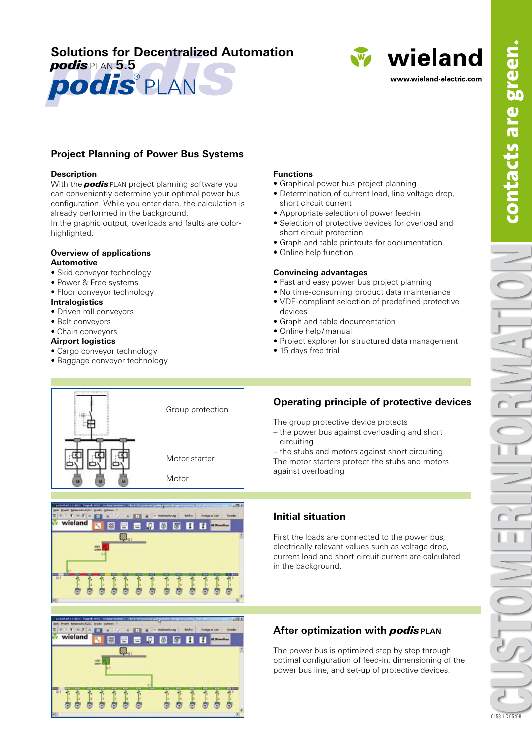# Solutions for Decentralized Automation

***podis*** PLAN 5.5

wieland

www.wieland-electric.com

## Project Planning of Power Bus Systems

### Description

With the ***podis*** PLAN project planning software you can conveniently determine your optimal power bus configuration. While you enter data, the calculation is already performed in the background.
In the graphic output, overloads and faults are color-highlighted.

### Overview of applications

**Automotive**
- Skid conveyor technology
- Power & Free systems
- Floor conveyor technology

**Intralogistics**
- Driven roll conveyors
- Belt conveyors
- Chain conveyors

**Airport logistics**
- Cargo conveyor technology
- Baggage conveyor technology

### Functions

- Graphical power bus project planning
- Determination of current load, line voltage drop, short circuit current
- Appropriate selection of power feed-in
- Selection of protective devices for overload and short circuit protection
- Graph and table printouts for documentation
- Online help function

### Convincing advantages

- Fast and easy power bus project planning
- No time-consuming product data maintenance
- VDE-compliant selection of predefined protective devices
- Graph and table documentation
- Online help/manual
- Project explorer for structured data management
- 15 days free trial

Group protection

Motor starter

Motor

### Operating principle of protective devices

The group protective device protects
– the power bus against overloading and short circuiting
– the stubs and motors against short circuiting
The motor starters protect the stubs and motors against overloading

### Initial situation

First the loads are connected to the power bus; electrically relevant values such as voltage drop, current load and short circuit current are calculated in the background.

### After optimization with ***podis*** PLAN

The power bus is optimized step by step through optimal configuration of feed-in, dimensioning of the power bus line, and set-up of protective devices.

contacts are green.

CUSTOMERINFORMATION

0158.1 C 05/08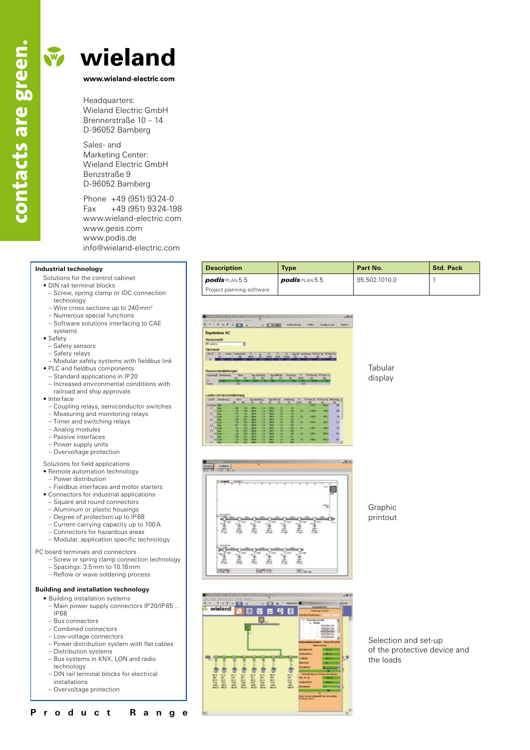contacts are green.

# wieland

www.wieland-electric.com

Headquarters:
Wieland Electric GmbH
Brennerstraße 10 – 14
D-96052 Bamberg

Sales- and
Marketing Center:
Wieland Electric GmbH
Benzstraße 9
D-96052 Bamberg

Phone +49 (951) 9324-0
Fax +49 (951) 9324-198
www.wieland-electric.com
www.gesis.com
www.podis.de
info@wieland-electric.com

| Description | Type | Part No. | Std. Pack |
|---|---|---|---|
| ***podis*** PLAN 5.5<br>Project planning software | ***podis*** PLAN 5.5 | 95.502.1010.0 | 1 |

Tabular display

Graphic printout

Selection and set-up of the protective device and the loads

**Industrial technology**

Solutions for the control cabinet

- DIN rail terminal blocks
  - Screw, spring clamp or IDC connection technology
  - Wire cross sections up to 240 mm²
  - Numerous special functions
  - Software solutions interfacing to CAE systems
- Safety
  - Safety sensors
  - Safety relays
  - Modular safety systems with fieldbus link
- PLC and fieldbus components
  - Standard applications in IP20
  - Increased environmental conditions with railroad and ship approvals
- Interface
  - Coupling relays, semiconductor switches
  - Measuring and monitoring relays
  - Timer and switching relays
  - Analog modules
  - Passive interfaces
  - Power supply units
  - Overvoltage protection

Solutions for field applications

- Remote automation technology
  - Power distribution
  - Fieldbus interfaces and motor starters
- Connectors for industrial applications
  - Square and round connectors
  - Aluminum or plastic housings
  - Degree of protection up to IP68
  - Current-carrying capacity up to 100 A
  - Connectors for hazardous areas
  - Modular, application specific technology

PC board terminals and connectors

- Screw or spring clamp connection technology
- Spacings: 3.5 mm to 10.16 mm
- Reflow or wave soldering process

**Building and installation technology**

- Building installation systems
  - Main power supply connectors IP20/IP65 ... IP68
  - Bus connectors
  - Combined connectors
  - Low-voltage connectors
  - Power distribution system with flat cables
  - Distribution systems
  - Bus systems in KNX, LON and radio technology
  - DIN rail terminal blocks for electrical installations
  - Overvoltage protection

**Product Range**